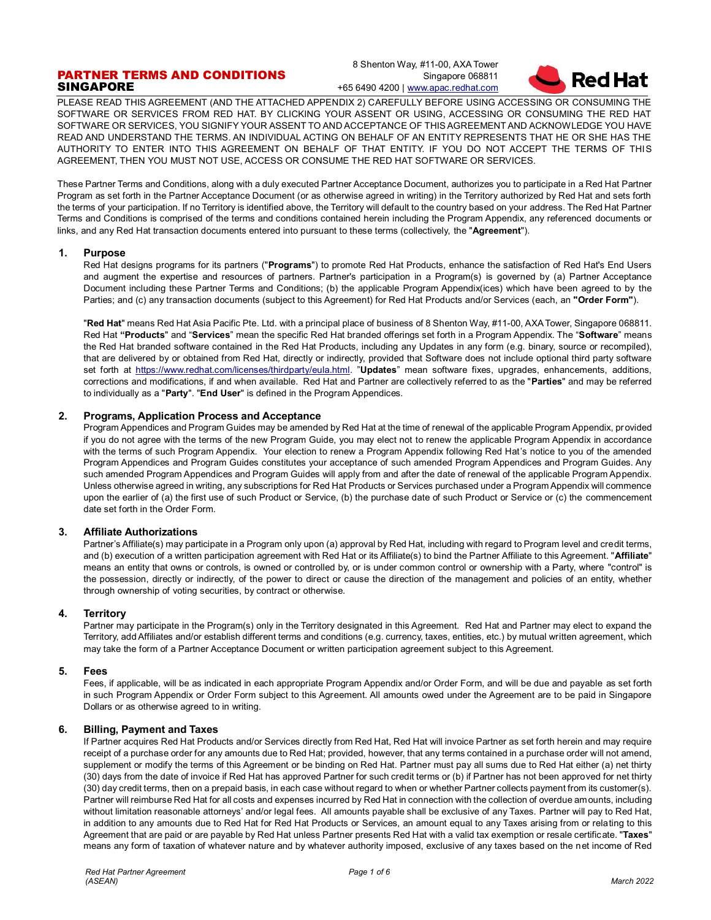# PARTNER TERMS AND CONDITIONS
## SINGAPORE

8 Shenton Way, #11-00, AXA Tower
Singapore 068811
+65 6490 4200 | www.apac.redhat.com

PLEASE READ THIS AGREEMENT (AND THE ATTACHED APPENDIX 2) CAREFULLY BEFORE USING ACCESSING OR CONSUMING THE SOFTWARE OR SERVICES FROM RED HAT. BY CLICKING YOUR ASSENT OR USING, ACCESSING OR CONSUMING THE RED HAT SOFTWARE OR SERVICES, YOU SIGNIFY YOUR ASSENT TO AND ACCEPTANCE OF THIS AGREEMENT AND ACKNOWLEDGE YOU HAVE READ AND UNDERSTAND THE TERMS. AN INDIVIDUAL ACTING ON BEHALF OF AN ENTITY REPRESENTS THAT HE OR SHE HAS THE AUTHORITY TO ENTER INTO THIS AGREEMENT ON BEHALF OF THAT ENTITY. IF YOU DO NOT ACCEPT THE TERMS OF THIS AGREEMENT, THEN YOU MUST NOT USE, ACCESS OR CONSUME THE RED HAT SOFTWARE OR SERVICES.

These Partner Terms and Conditions, along with a duly executed Partner Acceptance Document, authorizes you to participate in a Red Hat Partner Program as set forth in the Partner Acceptance Document (or as otherwise agreed in writing) in the Territory authorized by Red Hat and sets forth the terms of your participation. If no Territory is identified above, the Territory will default to the country based on your address. The Red Hat Partner Terms and Conditions is comprised of the terms and conditions contained herein including the Program Appendix, any referenced documents or links, and any Red Hat transaction documents entered into pursuant to these terms (collectively, the "**Agreement**").

### 1. Purpose

Red Hat designs programs for its partners ("**Programs**") to promote Red Hat Products, enhance the satisfaction of Red Hat's End Users and augment the expertise and resources of partners. Partner's participation in a Program(s) is governed by (a) Partner Acceptance Document including these Partner Terms and Conditions; (b) the applicable Program Appendix(ices) which have been agreed to by the Parties; and (c) any transaction documents (subject to this Agreement) for Red Hat Products and/or Services (each, an **"Order Form"**).

"**Red Hat**" means Red Hat Asia Pacific Pte. Ltd. with a principal place of business of 8 Shenton Way, #11-00, AXA Tower, Singapore 068811. Red Hat **"Products**" and "**Services**" mean the specific Red Hat branded offerings set forth in a Program Appendix. The "**Software**" means the Red Hat branded software contained in the Red Hat Products, including any Updates in any form (e.g. binary, source or recompiled), that are delivered by or obtained from Red Hat, directly or indirectly, provided that Software does not include optional third party software set forth at https://www.redhat.com/licenses/thirdparty/eula.html. "**Updates**" mean software fixes, upgrades, enhancements, additions, corrections and modifications, if and when available. Red Hat and Partner are collectively referred to as the "**Parties**" and may be referred to individually as a "**Party**". "**End User**" is defined in the Program Appendices.

### 2. Programs, Application Process and Acceptance

Program Appendices and Program Guides may be amended by Red Hat at the time of renewal of the applicable Program Appendix, provided if you do not agree with the terms of the new Program Guide, you may elect not to renew the applicable Program Appendix in accordance with the terms of such Program Appendix. Your election to renew a Program Appendix following Red Hat's notice to you of the amended Program Appendices and Program Guides constitutes your acceptance of such amended Program Appendices and Program Guides. Any such amended Program Appendices and Program Guides will apply from and after the date of renewal of the applicable Program Appendix. Unless otherwise agreed in writing, any subscriptions for Red Hat Products or Services purchased under a Program Appendix will commence upon the earlier of (a) the first use of such Product or Service, (b) the purchase date of such Product or Service or (c) the commencement date set forth in the Order Form.

### 3. Affiliate Authorizations

Partner's Affiliate(s) may participate in a Program only upon (a) approval by Red Hat, including with regard to Program level and credit terms, and (b) execution of a written participation agreement with Red Hat or its Affiliate(s) to bind the Partner Affiliate to this Agreement. "**Affiliate**" means an entity that owns or controls, is owned or controlled by, or is under common control or ownership with a Party, where "control" is the possession, directly or indirectly, of the power to direct or cause the direction of the management and policies of an entity, whether through ownership of voting securities, by contract or otherwise.

### 4. Territory

Partner may participate in the Program(s) only in the Territory designated in this Agreement. Red Hat and Partner may elect to expand the Territory, add Affiliates and/or establish different terms and conditions (e.g. currency, taxes, entities, etc.) by mutual written agreement, which may take the form of a Partner Acceptance Document or written participation agreement subject to this Agreement.

### 5. Fees

Fees, if applicable, will be as indicated in each appropriate Program Appendix and/or Order Form, and will be due and payable as set forth in such Program Appendix or Order Form subject to this Agreement. All amounts owed under the Agreement are to be paid in Singapore Dollars or as otherwise agreed to in writing.

### 6. Billing, Payment and Taxes

If Partner acquires Red Hat Products and/or Services directly from Red Hat, Red Hat will invoice Partner as set forth herein and may require receipt of a purchase order for any amounts due to Red Hat; provided, however, that any terms contained in a purchase order will not amend, supplement or modify the terms of this Agreement or be binding on Red Hat. Partner must pay all sums due to Red Hat either (a) net thirty (30) days from the date of invoice if Red Hat has approved Partner for such credit terms or (b) if Partner has not been approved for net thirty (30) day credit terms, then on a prepaid basis, in each case without regard to when or whether Partner collects payment from its customer(s). Partner will reimburse Red Hat for all costs and expenses incurred by Red Hat in connection with the collection of overdue amounts, including without limitation reasonable attorneys' and/or legal fees. All amounts payable shall be exclusive of any Taxes. Partner will pay to Red Hat, in addition to any amounts due to Red Hat for Red Hat Products or Services, an amount equal to any Taxes arising from or relating to this Agreement that are paid or are payable by Red Hat unless Partner presents Red Hat with a valid tax exemption or resale certificate. "**Taxes**" means any form of taxation of whatever nature and by whatever authority imposed, exclusive of any taxes based on the net income of Red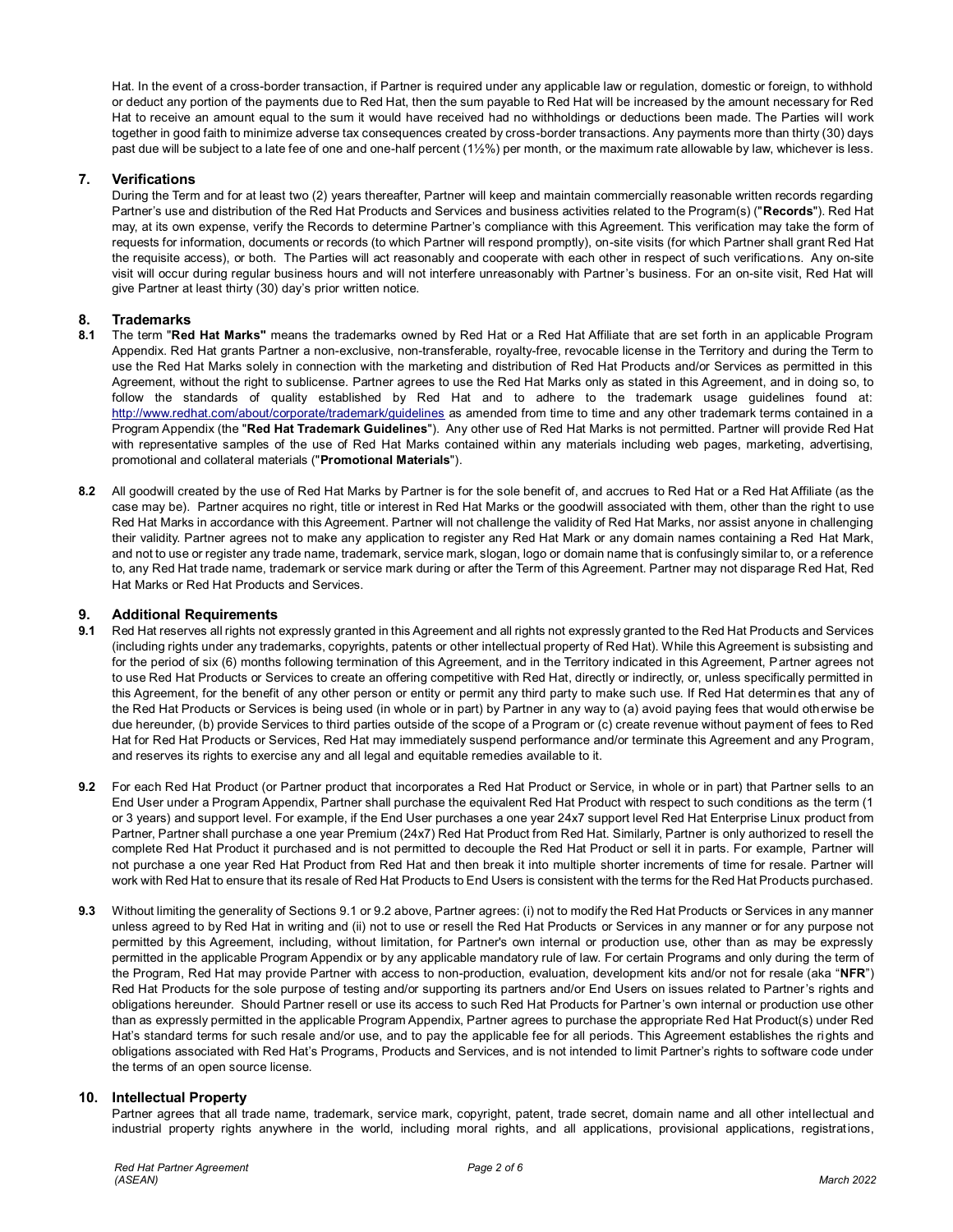Hat. In the event of a cross-border transaction, if Partner is required under any applicable law or regulation, domestic or foreign, to withhold or deduct any portion of the payments due to Red Hat, then the sum payable to Red Hat will be increased by the amount necessary for Red Hat to receive an amount equal to the sum it would have received had no withholdings or deductions been made. The Parties will work together in good faith to minimize adverse tax consequences created by cross-border transactions. Any payments more than thirty (30) days past due will be subject to a late fee of one and one-half percent (1½%) per month, or the maximum rate allowable by law, whichever is less.

## 7. Verifications

During the Term and for at least two (2) years thereafter, Partner will keep and maintain commercially reasonable written records regarding Partner's use and distribution of the Red Hat Products and Services and business activities related to the Program(s) ("**Records**"). Red Hat may, at its own expense, verify the Records to determine Partner's compliance with this Agreement. This verification may take the form of requests for information, documents or records (to which Partner will respond promptly), on-site visits (for which Partner shall grant Red Hat the requisite access), or both. The Parties will act reasonably and cooperate with each other in respect of such verifications. Any on-site visit will occur during regular business hours and will not interfere unreasonably with Partner's business. For an on-site visit, Red Hat will give Partner at least thirty (30) day's prior written notice.

## 8. Trademarks

**8.1** The term "**Red Hat Marks"** means the trademarks owned by Red Hat or a Red Hat Affiliate that are set forth in an applicable Program Appendix. Red Hat grants Partner a non-exclusive, non-transferable, royalty-free, revocable license in the Territory and during the Term to use the Red Hat Marks solely in connection with the marketing and distribution of Red Hat Products and/or Services as permitted in this Agreement, without the right to sublicense. Partner agrees to use the Red Hat Marks only as stated in this Agreement, and in doing so, to follow the standards of quality established by Red Hat and to adhere to the trademark usage guidelines found at: http://www.redhat.com/about/corporate/trademark/guidelines as amended from time to time and any other trademark terms contained in a Program Appendix (the "**Red Hat Trademark Guidelines**"). Any other use of Red Hat Marks is not permitted. Partner will provide Red Hat with representative samples of the use of Red Hat Marks contained within any materials including web pages, marketing, advertising, promotional and collateral materials ("**Promotional Materials**").

**8.2** All goodwill created by the use of Red Hat Marks by Partner is for the sole benefit of, and accrues to Red Hat or a Red Hat Affiliate (as the case may be). Partner acquires no right, title or interest in Red Hat Marks or the goodwill associated with them, other than the right to use Red Hat Marks in accordance with this Agreement. Partner will not challenge the validity of Red Hat Marks, nor assist anyone in challenging their validity. Partner agrees not to make any application to register any Red Hat Mark or any domain names containing a Red Hat Mark, and not to use or register any trade name, trademark, service mark, slogan, logo or domain name that is confusingly similar to, or a reference to, any Red Hat trade name, trademark or service mark during or after the Term of this Agreement. Partner may not disparage Red Hat, Red Hat Marks or Red Hat Products and Services.

## 9. Additional Requirements

**9.1** Red Hat reserves all rights not expressly granted in this Agreement and all rights not expressly granted to the Red Hat Products and Services (including rights under any trademarks, copyrights, patents or other intellectual property of Red Hat). While this Agreement is subsisting and for the period of six (6) months following termination of this Agreement, and in the Territory indicated in this Agreement, Partner agrees not to use Red Hat Products or Services to create an offering competitive with Red Hat, directly or indirectly, or, unless specifically permitted in this Agreement, for the benefit of any other person or entity or permit any third party to make such use. If Red Hat determines that any of the Red Hat Products or Services is being used (in whole or in part) by Partner in any way to (a) avoid paying fees that would otherwise be due hereunder, (b) provide Services to third parties outside of the scope of a Program or (c) create revenue without payment of fees to Red Hat for Red Hat Products or Services, Red Hat may immediately suspend performance and/or terminate this Agreement and any Program, and reserves its rights to exercise any and all legal and equitable remedies available to it.

**9.2** For each Red Hat Product (or Partner product that incorporates a Red Hat Product or Service, in whole or in part) that Partner sells to an End User under a Program Appendix, Partner shall purchase the equivalent Red Hat Product with respect to such conditions as the term (1 or 3 years) and support level. For example, if the End User purchases a one year 24x7 support level Red Hat Enterprise Linux product from Partner, Partner shall purchase a one year Premium (24x7) Red Hat Product from Red Hat. Similarly, Partner is only authorized to resell the complete Red Hat Product it purchased and is not permitted to decouple the Red Hat Product or sell it in parts. For example, Partner will not purchase a one year Red Hat Product from Red Hat and then break it into multiple shorter increments of time for resale. Partner will work with Red Hat to ensure that its resale of Red Hat Products to End Users is consistent with the terms for the Red Hat Products purchased.

**9.3** Without limiting the generality of Sections 9.1 or 9.2 above, Partner agrees: (i) not to modify the Red Hat Products or Services in any manner unless agreed to by Red Hat in writing and (ii) not to use or resell the Red Hat Products or Services in any manner or for any purpose not permitted by this Agreement, including, without limitation, for Partner's own internal or production use, other than as may be expressly permitted in the applicable Program Appendix or by any applicable mandatory rule of law. For certain Programs and only during the term of the Program, Red Hat may provide Partner with access to non-production, evaluation, development kits and/or not for resale (aka "**NFR**") Red Hat Products for the sole purpose of testing and/or supporting its partners and/or End Users on issues related to Partner's rights and obligations hereunder. Should Partner resell or use its access to such Red Hat Products for Partner's own internal or production use other than as expressly permitted in the applicable Program Appendix, Partner agrees to purchase the appropriate Red Hat Product(s) under Red Hat's standard terms for such resale and/or use, and to pay the applicable fee for all periods. This Agreement establishes the rights and obligations associated with Red Hat's Programs, Products and Services, and is not intended to limit Partner's rights to software code under the terms of an open source license.

## 10. Intellectual Property

Partner agrees that all trade name, trademark, service mark, copyright, patent, trade secret, domain name and all other intellectual and industrial property rights anywhere in the world, including moral rights, and all applications, provisional applications, registrations,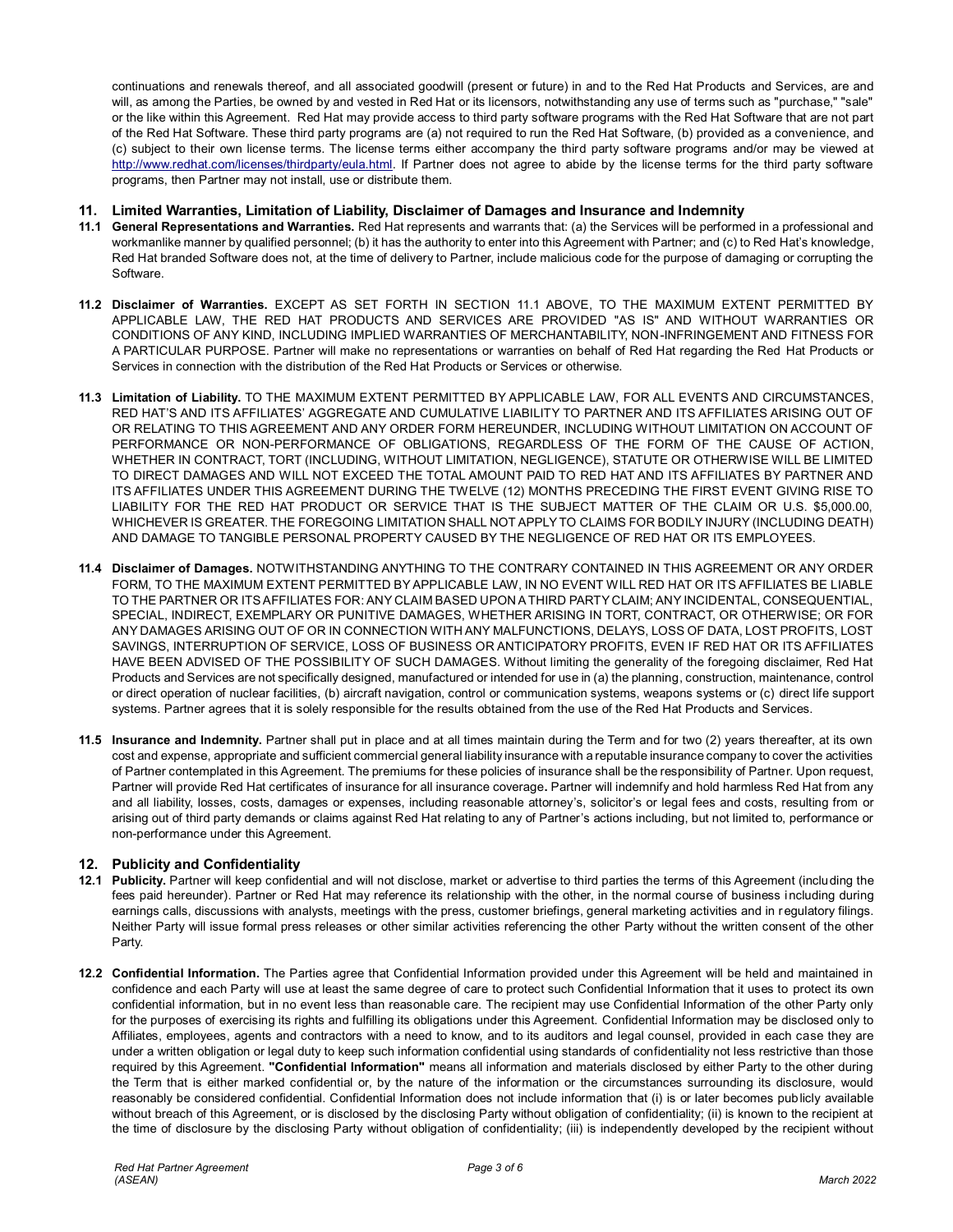continuations and renewals thereof, and all associated goodwill (present or future) in and to the Red Hat Products and Services, are and will, as among the Parties, be owned by and vested in Red Hat or its licensors, notwithstanding any use of terms such as "purchase," "sale" or the like within this Agreement. Red Hat may provide access to third party software programs with the Red Hat Software that are not part of the Red Hat Software. These third party programs are (a) not required to run the Red Hat Software, (b) provided as a convenience, and (c) subject to their own license terms. The license terms either accompany the third party software programs and/or may be viewed at http://www.redhat.com/licenses/thirdparty/eula.html. If Partner does not agree to abide by the license terms for the third party software programs, then Partner may not install, use or distribute them.

## 11. Limited Warranties, Limitation of Liability, Disclaimer of Damages and Insurance and Indemnity

**11.1 General Representations and Warranties.** Red Hat represents and warrants that: (a) the Services will be performed in a professional and workmanlike manner by qualified personnel; (b) it has the authority to enter into this Agreement with Partner; and (c) to Red Hat's knowledge, Red Hat branded Software does not, at the time of delivery to Partner, include malicious code for the purpose of damaging or corrupting the Software.

**11.2 Disclaimer of Warranties.** EXCEPT AS SET FORTH IN SECTION 11.1 ABOVE, TO THE MAXIMUM EXTENT PERMITTED BY APPLICABLE LAW, THE RED HAT PRODUCTS AND SERVICES ARE PROVIDED "AS IS" AND WITHOUT WARRANTIES OR CONDITIONS OF ANY KIND, INCLUDING IMPLIED WARRANTIES OF MERCHANTABILITY, NON-INFRINGEMENT AND FITNESS FOR A PARTICULAR PURPOSE. Partner will make no representations or warranties on behalf of Red Hat regarding the Red Hat Products or Services in connection with the distribution of the Red Hat Products or Services or otherwise.

**11.3 Limitation of Liability.** TO THE MAXIMUM EXTENT PERMITTED BY APPLICABLE LAW, FOR ALL EVENTS AND CIRCUMSTANCES, RED HAT'S AND ITS AFFILIATES' AGGREGATE AND CUMULATIVE LIABILITY TO PARTNER AND ITS AFFILIATES ARISING OUT OF OR RELATING TO THIS AGREEMENT AND ANY ORDER FORM HEREUNDER, INCLUDING WITHOUT LIMITATION ON ACCOUNT OF PERFORMANCE OR NON-PERFORMANCE OF OBLIGATIONS, REGARDLESS OF THE FORM OF THE CAUSE OF ACTION, WHETHER IN CONTRACT, TORT (INCLUDING, WITHOUT LIMITATION, NEGLIGENCE), STATUTE OR OTHERWISE WILL BE LIMITED TO DIRECT DAMAGES AND WILL NOT EXCEED THE TOTAL AMOUNT PAID TO RED HAT AND ITS AFFILIATES BY PARTNER AND ITS AFFILIATES UNDER THIS AGREEMENT DURING THE TWELVE (12) MONTHS PRECEDING THE FIRST EVENT GIVING RISE TO LIABILITY FOR THE RED HAT PRODUCT OR SERVICE THAT IS THE SUBJECT MATTER OF THE CLAIM OR U.S. $5,000.00, WHICHEVER IS GREATER. THE FOREGOING LIMITATION SHALL NOT APPLY TO CLAIMS FOR BODILY INJURY (INCLUDING DEATH) AND DAMAGE TO TANGIBLE PERSONAL PROPERTY CAUSED BY THE NEGLIGENCE OF RED HAT OR ITS EMPLOYEES.

**11.4 Disclaimer of Damages.** NOTWITHSTANDING ANYTHING TO THE CONTRARY CONTAINED IN THIS AGREEMENT OR ANY ORDER FORM, TO THE MAXIMUM EXTENT PERMITTED BY APPLICABLE LAW, IN NO EVENT WILL RED HAT OR ITS AFFILIATES BE LIABLE TO THE PARTNER OR ITS AFFILIATES FOR: ANY CLAIM BASED UPON A THIRD PARTY CLAIM; ANY INCIDENTAL, CONSEQUENTIAL, SPECIAL, INDIRECT, EXEMPLARY OR PUNITIVE DAMAGES, WHETHER ARISING IN TORT, CONTRACT, OR OTHERWISE; OR FOR ANY DAMAGES ARISING OUT OF OR IN CONNECTION WITH ANY MALFUNCTIONS, DELAYS, LOSS OF DATA, LOST PROFITS, LOST SAVINGS, INTERRUPTION OF SERVICE, LOSS OF BUSINESS OR ANTICIPATORY PROFITS, EVEN IF RED HAT OR ITS AFFILIATES HAVE BEEN ADVISED OF THE POSSIBILITY OF SUCH DAMAGES. Without limiting the generality of the foregoing disclaimer, Red Hat Products and Services are not specifically designed, manufactured or intended for use in (a) the planning, construction, maintenance, control or direct operation of nuclear facilities, (b) aircraft navigation, control or communication systems, weapons systems or (c) direct life support systems. Partner agrees that it is solely responsible for the results obtained from the use of the Red Hat Products and Services.

**11.5 Insurance and Indemnity.** Partner shall put in place and at all times maintain during the Term and for two (2) years thereafter, at its own cost and expense, appropriate and sufficient commercial general liability insurance with a reputable insurance company to cover the activities of Partner contemplated in this Agreement. The premiums for these policies of insurance shall be the responsibility of Partner. Upon request, Partner will provide Red Hat certificates of insurance for all insurance coverage**.** Partner will indemnify and hold harmless Red Hat from any and all liability, losses, costs, damages or expenses, including reasonable attorney's, solicitor's or legal fees and costs, resulting from or arising out of third party demands or claims against Red Hat relating to any of Partner's actions including, but not limited to, performance or non-performance under this Agreement.

## 12. Publicity and Confidentiality

**12.1 Publicity.** Partner will keep confidential and will not disclose, market or advertise to third parties the terms of this Agreement (including the fees paid hereunder). Partner or Red Hat may reference its relationship with the other, in the normal course of business including during earnings calls, discussions with analysts, meetings with the press, customer briefings, general marketing activities and in regulatory filings. Neither Party will issue formal press releases or other similar activities referencing the other Party without the written consent of the other Party.

**12.2 Confidential Information.** The Parties agree that Confidential Information provided under this Agreement will be held and maintained in confidence and each Party will use at least the same degree of care to protect such Confidential Information that it uses to protect its own confidential information, but in no event less than reasonable care. The recipient may use Confidential Information of the other Party only for the purposes of exercising its rights and fulfilling its obligations under this Agreement. Confidential Information may be disclosed only to Affiliates, employees, agents and contractors with a need to know, and to its auditors and legal counsel, provided in each case they are under a written obligation or legal duty to keep such information confidential using standards of confidentiality not less restrictive than those required by this Agreement. **"Confidential Information"** means all information and materials disclosed by either Party to the other during the Term that is either marked confidential or, by the nature of the information or the circumstances surrounding its disclosure, would reasonably be considered confidential. Confidential Information does not include information that (i) is or later becomes publicly available without breach of this Agreement, or is disclosed by the disclosing Party without obligation of confidentiality; (ii) is known to the recipient at the time of disclosure by the disclosing Party without obligation of confidentiality; (iii) is independently developed by the recipient without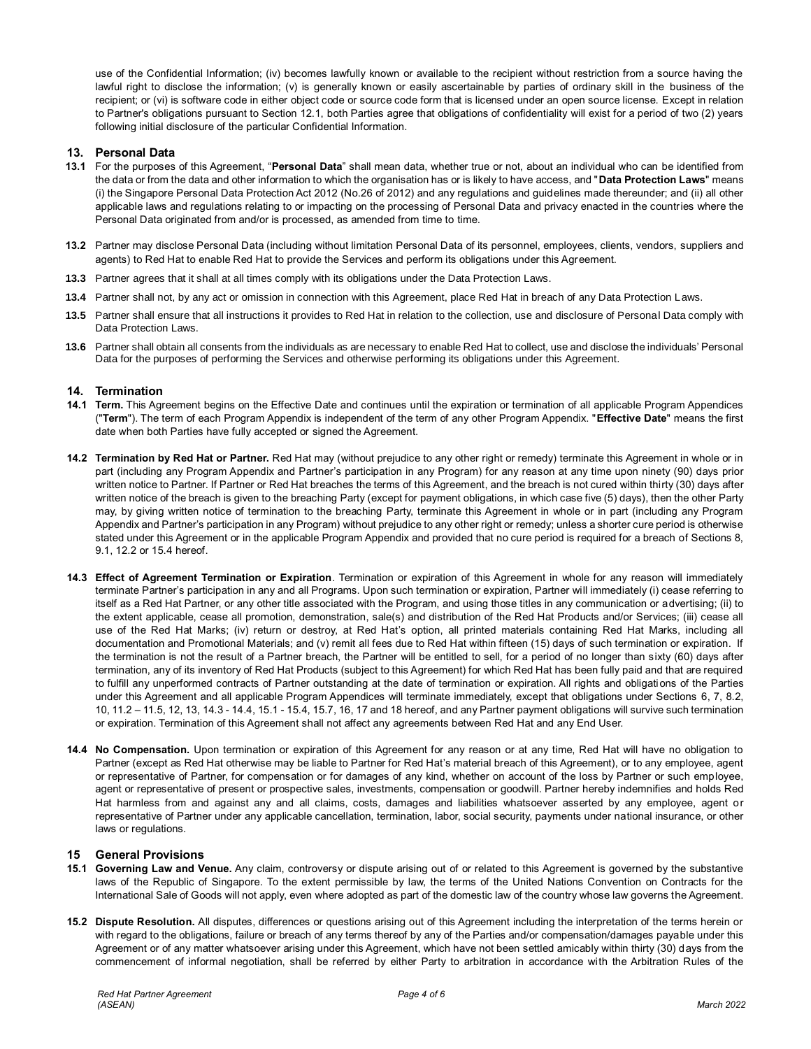use of the Confidential Information; (iv) becomes lawfully known or available to the recipient without restriction from a source having the lawful right to disclose the information; (v) is generally known or easily ascertainable by parties of ordinary skill in the business of the recipient; or (vi) is software code in either object code or source code form that is licensed under an open source license. Except in relation to Partner's obligations pursuant to Section 12.1, both Parties agree that obligations of confidentiality will exist for a period of two (2) years following initial disclosure of the particular Confidential Information.

## 13. Personal Data

**13.1** For the purposes of this Agreement, "**Personal Data**" shall mean data, whether true or not, about an individual who can be identified from the data or from the data and other information to which the organisation has or is likely to have access, and "**Data Protection Laws**" means (i) the Singapore Personal Data Protection Act 2012 (No.26 of 2012) and any regulations and guidelines made thereunder; and (ii) all other applicable laws and regulations relating to or impacting on the processing of Personal Data and privacy enacted in the countries where the Personal Data originated from and/or is processed, as amended from time to time.

**13.2** Partner may disclose Personal Data (including without limitation Personal Data of its personnel, employees, clients, vendors, suppliers and agents) to Red Hat to enable Red Hat to provide the Services and perform its obligations under this Agreement.

**13.3** Partner agrees that it shall at all times comply with its obligations under the Data Protection Laws.

**13.4** Partner shall not, by any act or omission in connection with this Agreement, place Red Hat in breach of any Data Protection Laws.

**13.5** Partner shall ensure that all instructions it provides to Red Hat in relation to the collection, use and disclosure of Personal Data comply with Data Protection Laws.

**13.6** Partner shall obtain all consents from the individuals as are necessary to enable Red Hat to collect, use and disclose the individuals' Personal Data for the purposes of performing the Services and otherwise performing its obligations under this Agreement.

## 14. Termination

**14.1 Term.** This Agreement begins on the Effective Date and continues until the expiration or termination of all applicable Program Appendices ("**Term**"). The term of each Program Appendix is independent of the term of any other Program Appendix. "**Effective Date**" means the first date when both Parties have fully accepted or signed the Agreement.

**14.2 Termination by Red Hat or Partner.** Red Hat may (without prejudice to any other right or remedy) terminate this Agreement in whole or in part (including any Program Appendix and Partner's participation in any Program) for any reason at any time upon ninety (90) days prior written notice to Partner. If Partner or Red Hat breaches the terms of this Agreement, and the breach is not cured within thirty (30) days after written notice of the breach is given to the breaching Party (except for payment obligations, in which case five (5) days), then the other Party may, by giving written notice of termination to the breaching Party, terminate this Agreement in whole or in part (including any Program Appendix and Partner's participation in any Program) without prejudice to any other right or remedy; unless a shorter cure period is otherwise stated under this Agreement or in the applicable Program Appendix and provided that no cure period is required for a breach of Sections 8, 9.1, 12.2 or 15.4 hereof.

**14.3 Effect of Agreement Termination or Expiration**. Termination or expiration of this Agreement in whole for any reason will immediately terminate Partner's participation in any and all Programs. Upon such termination or expiration, Partner will immediately (i) cease referring to itself as a Red Hat Partner, or any other title associated with the Program, and using those titles in any communication or advertising; (ii) to the extent applicable, cease all promotion, demonstration, sale(s) and distribution of the Red Hat Products and/or Services; (iii) cease all use of the Red Hat Marks; (iv) return or destroy, at Red Hat's option, all printed materials containing Red Hat Marks, including all documentation and Promotional Materials; and (v) remit all fees due to Red Hat within fifteen (15) days of such termination or expiration. If the termination is not the result of a Partner breach, the Partner will be entitled to sell, for a period of no longer than sixty (60) days after termination, any of its inventory of Red Hat Products (subject to this Agreement) for which Red Hat has been fully paid and that are required to fulfill any unperformed contracts of Partner outstanding at the date of termination or expiration. All rights and obligations of the Parties under this Agreement and all applicable Program Appendices will terminate immediately, except that obligations under Sections 6, 7, 8.2, 10, 11.2 – 11.5, 12, 13, 14.3 - 14.4, 15.1 - 15.4, 15.7, 16, 17 and 18 hereof, and any Partner payment obligations will survive such termination or expiration. Termination of this Agreement shall not affect any agreements between Red Hat and any End User.

**14.4 No Compensation.** Upon termination or expiration of this Agreement for any reason or at any time, Red Hat will have no obligation to Partner (except as Red Hat otherwise may be liable to Partner for Red Hat's material breach of this Agreement), or to any employee, agent or representative of Partner, for compensation or for damages of any kind, whether on account of the loss by Partner or such employee, agent or representative of present or prospective sales, investments, compensation or goodwill. Partner hereby indemnifies and holds Red Hat harmless from and against any and all claims, costs, damages and liabilities whatsoever asserted by any employee, agent or representative of Partner under any applicable cancellation, termination, labor, social security, payments under national insurance, or other laws or regulations.

## 15 General Provisions

**15.1 Governing Law and Venue.** Any claim, controversy or dispute arising out of or related to this Agreement is governed by the substantive laws of the Republic of Singapore. To the extent permissible by law, the terms of the United Nations Convention on Contracts for the International Sale of Goods will not apply, even where adopted as part of the domestic law of the country whose law governs the Agreement.

**15.2 Dispute Resolution.** All disputes, differences or questions arising out of this Agreement including the interpretation of the terms herein or with regard to the obligations, failure or breach of any terms thereof by any of the Parties and/or compensation/damages payable under this Agreement or of any matter whatsoever arising under this Agreement, which have not been settled amicably within thirty (30) days from the commencement of informal negotiation, shall be referred by either Party to arbitration in accordance with the Arbitration Rules of the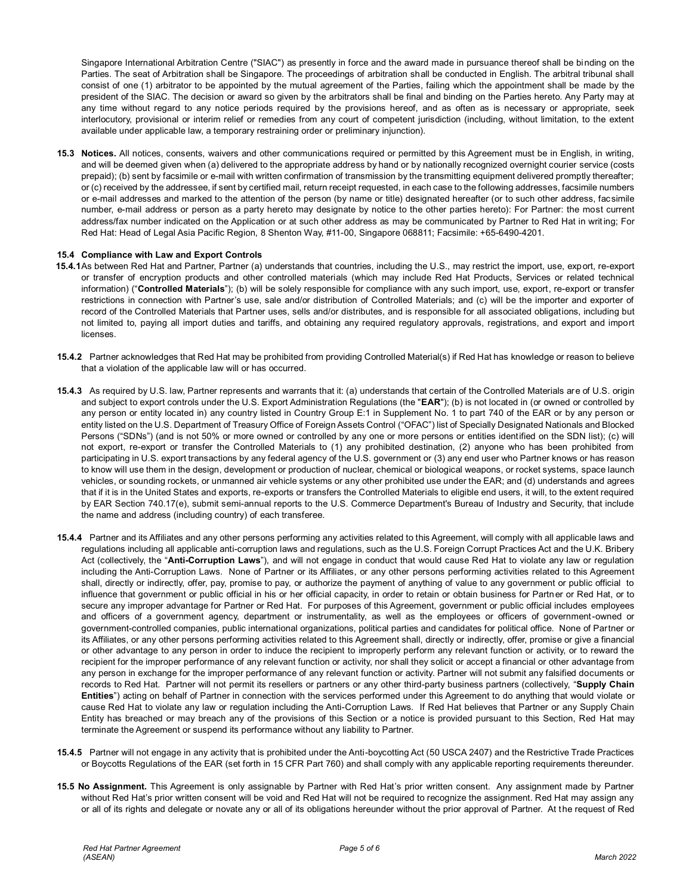Singapore International Arbitration Centre ("SIAC") as presently in force and the award made in pursuance thereof shall be binding on the Parties. The seat of Arbitration shall be Singapore. The proceedings of arbitration shall be conducted in English. The arbitral tribunal shall consist of one (1) arbitrator to be appointed by the mutual agreement of the Parties, failing which the appointment shall be made by the president of the SIAC. The decision or award so given by the arbitrators shall be final and binding on the Parties hereto. Any Party may at any time without regard to any notice periods required by the provisions hereof, and as often as is necessary or appropriate, seek interlocutory, provisional or interim relief or remedies from any court of competent jurisdiction (including, without limitation, to the extent available under applicable law, a temporary restraining order or preliminary injunction).

**15.3 Notices.** All notices, consents, waivers and other communications required or permitted by this Agreement must be in English, in writing, and will be deemed given when (a) delivered to the appropriate address by hand or by nationally recognized overnight courier service (costs prepaid); (b) sent by facsimile or e-mail with written confirmation of transmission by the transmitting equipment delivered promptly thereafter; or (c) received by the addressee, if sent by certified mail, return receipt requested, in each case to the following addresses, facsimile numbers or e-mail addresses and marked to the attention of the person (by name or title) designated hereafter (or to such other address, facsimile number, e-mail address or person as a party hereto may designate by notice to the other parties hereto): For Partner: the most current address/fax number indicated on the Application or at such other address as may be communicated by Partner to Red Hat in writing; For Red Hat: Head of Legal Asia Pacific Region, 8 Shenton Way, #11-00, Singapore 068811; Facsimile: +65-6490-4201.

**15.4 Compliance with Law and Export Controls**

**15.4.1** As between Red Hat and Partner, Partner (a) understands that countries, including the U.S., may restrict the import, use, export, re-export or transfer of encryption products and other controlled materials (which may include Red Hat Products, Services or related technical information) ("**Controlled Materials**"); (b) will be solely responsible for compliance with any such import, use, export, re-export or transfer restrictions in connection with Partner's use, sale and/or distribution of Controlled Materials; and (c) will be the importer and exporter of record of the Controlled Materials that Partner uses, sells and/or distributes, and is responsible for all associated obligations, including but not limited to, paying all import duties and tariffs, and obtaining any required regulatory approvals, registrations, and export and import licenses.

**15.4.2** Partner acknowledges that Red Hat may be prohibited from providing Controlled Material(s) if Red Hat has knowledge or reason to believe that a violation of the applicable law will or has occurred.

**15.4.3** As required by U.S. law, Partner represents and warrants that it: (a) understands that certain of the Controlled Materials are of U.S. origin and subject to export controls under the U.S. Export Administration Regulations (the "**EAR**"); (b) is not located in (or owned or controlled by any person or entity located in) any country listed in Country Group E:1 in Supplement No. 1 to part 740 of the EAR or by any person or entity listed on the U.S. Department of Treasury Office of Foreign Assets Control ("OFAC") list of Specially Designated Nationals and Blocked Persons ("SDNs") (and is not 50% or more owned or controlled by any one or more persons or entities identified on the SDN list); (c) will not export, re-export or transfer the Controlled Materials to (1) any prohibited destination, (2) anyone who has been prohibited from participating in U.S. export transactions by any federal agency of the U.S. government or (3) any end user who Partner knows or has reason to know will use them in the design, development or production of nuclear, chemical or biological weapons, or rocket systems, space launch vehicles, or sounding rockets, or unmanned air vehicle systems or any other prohibited use under the EAR; and (d) understands and agrees that if it is in the United States and exports, re-exports or transfers the Controlled Materials to eligible end users, it will, to the extent required by EAR Section 740.17(e), submit semi-annual reports to the U.S. Commerce Department's Bureau of Industry and Security, that include the name and address (including country) of each transferee.

**15.4.4** Partner and its Affiliates and any other persons performing any activities related to this Agreement, will comply with all applicable laws and regulations including all applicable anti-corruption laws and regulations, such as the U.S. Foreign Corrupt Practices Act and the U.K. Bribery Act (collectively, the "**Anti-Corruption Laws**"), and will not engage in conduct that would cause Red Hat to violate any law or regulation including the Anti-Corruption Laws. None of Partner or its Affiliates, or any other persons performing activities related to this Agreement shall, directly or indirectly, offer, pay, promise to pay, or authorize the payment of anything of value to any government or public official to influence that government or public official in his or her official capacity, in order to retain or obtain business for Partner or Red Hat, or to secure any improper advantage for Partner or Red Hat. For purposes of this Agreement, government or public official includes employees and officers of a government agency, department or instrumentality, as well as the employees or officers of government-owned or government-controlled companies, public international organizations, political parties and candidates for political office. None of Partner or its Affiliates, or any other persons performing activities related to this Agreement shall, directly or indirectly, offer, promise or give a financial or other advantage to any person in order to induce the recipient to improperly perform any relevant function or activity, or to reward the recipient for the improper performance of any relevant function or activity, nor shall they solicit or accept a financial or other advantage from any person in exchange for the improper performance of any relevant function or activity. Partner will not submit any falsified documents or records to Red Hat. Partner will not permit its resellers or partners or any other third-party business partners (collectively, "**Supply Chain Entities**") acting on behalf of Partner in connection with the services performed under this Agreement to do anything that would violate or cause Red Hat to violate any law or regulation including the Anti-Corruption Laws. If Red Hat believes that Partner or any Supply Chain Entity has breached or may breach any of the provisions of this Section or a notice is provided pursuant to this Section, Red Hat may terminate the Agreement or suspend its performance without any liability to Partner.

**15.4.5** Partner will not engage in any activity that is prohibited under the Anti-boycotting Act (50 USCA 2407) and the Restrictive Trade Practices or Boycotts Regulations of the EAR (set forth in 15 CFR Part 760) and shall comply with any applicable reporting requirements thereunder.

**15.5 No Assignment.** This Agreement is only assignable by Partner with Red Hat's prior written consent. Any assignment made by Partner without Red Hat's prior written consent will be void and Red Hat will not be required to recognize the assignment. Red Hat may assign any or all of its rights and delegate or novate any or all of its obligations hereunder without the prior approval of Partner. At the request of Red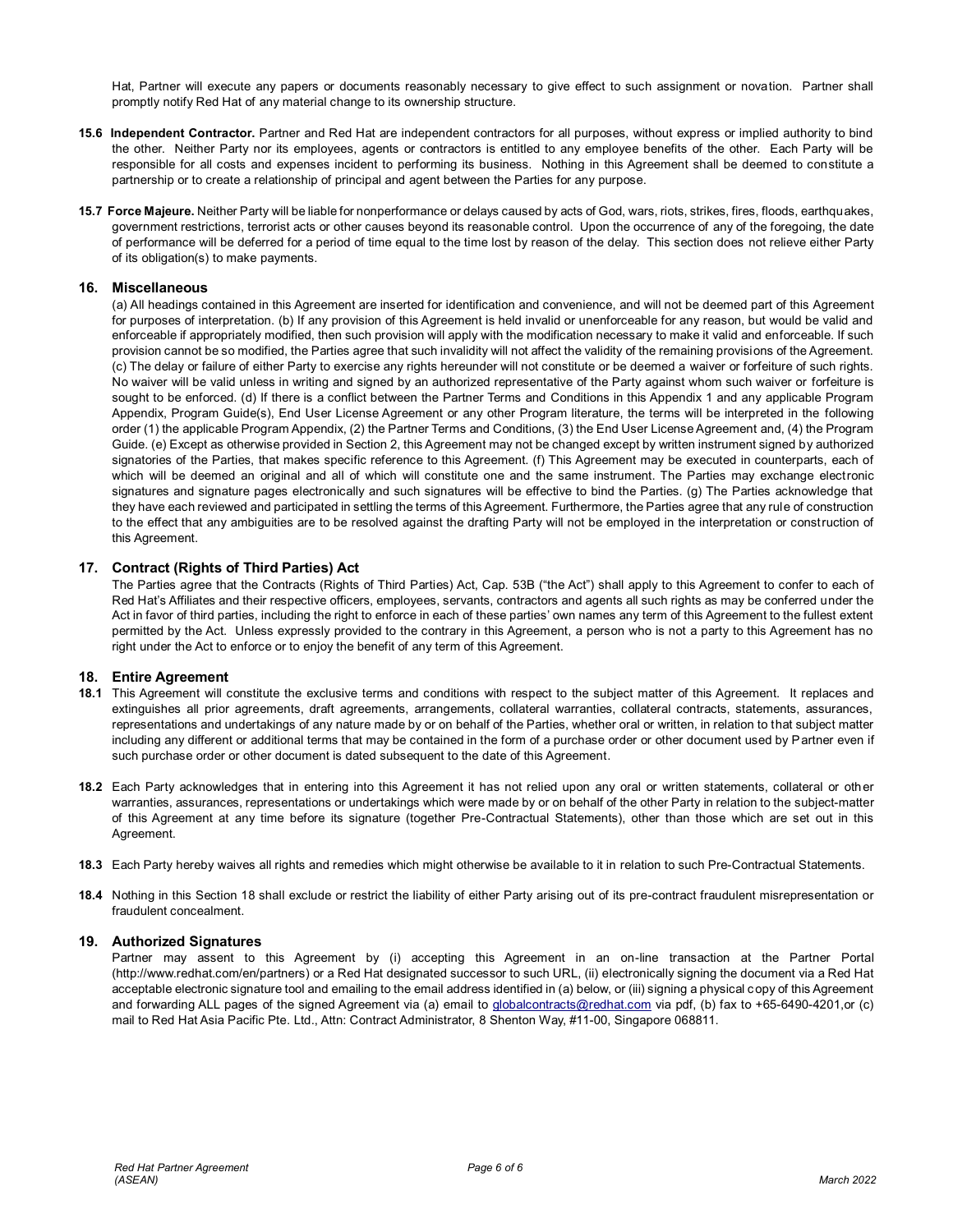Hat, Partner will execute any papers or documents reasonably necessary to give effect to such assignment or novation. Partner shall promptly notify Red Hat of any material change to its ownership structure.

**15.6 Independent Contractor.** Partner and Red Hat are independent contractors for all purposes, without express or implied authority to bind the other. Neither Party nor its employees, agents or contractors is entitled to any employee benefits of the other. Each Party will be responsible for all costs and expenses incident to performing its business. Nothing in this Agreement shall be deemed to constitute a partnership or to create a relationship of principal and agent between the Parties for any purpose.

**15.7 Force Majeure.** Neither Party will be liable for nonperformance or delays caused by acts of God, wars, riots, strikes, fires, floods, earthquakes, government restrictions, terrorist acts or other causes beyond its reasonable control. Upon the occurrence of any of the foregoing, the date of performance will be deferred for a period of time equal to the time lost by reason of the delay. This section does not relieve either Party of its obligation(s) to make payments.

## 16. Miscellaneous

(a) All headings contained in this Agreement are inserted for identification and convenience, and will not be deemed part of this Agreement for purposes of interpretation. (b) If any provision of this Agreement is held invalid or unenforceable for any reason, but would be valid and enforceable if appropriately modified, then such provision will apply with the modification necessary to make it valid and enforceable. If such provision cannot be so modified, the Parties agree that such invalidity will not affect the validity of the remaining provisions of the Agreement. (c) The delay or failure of either Party to exercise any rights hereunder will not constitute or be deemed a waiver or forfeiture of such rights. No waiver will be valid unless in writing and signed by an authorized representative of the Party against whom such waiver or forfeiture is sought to be enforced. (d) If there is a conflict between the Partner Terms and Conditions in this Appendix 1 and any applicable Program Appendix, Program Guide(s), End User License Agreement or any other Program literature, the terms will be interpreted in the following order (1) the applicable Program Appendix, (2) the Partner Terms and Conditions, (3) the End User License Agreement and, (4) the Program Guide. (e) Except as otherwise provided in Section 2, this Agreement may not be changed except by written instrument signed by authorized signatories of the Parties, that makes specific reference to this Agreement. (f) This Agreement may be executed in counterparts, each of which will be deemed an original and all of which will constitute one and the same instrument. The Parties may exchange electronic signatures and signature pages electronically and such signatures will be effective to bind the Parties. (g) The Parties acknowledge that they have each reviewed and participated in settling the terms of this Agreement. Furthermore, the Parties agree that any rule of construction to the effect that any ambiguities are to be resolved against the drafting Party will not be employed in the interpretation or construction of this Agreement.

## 17. Contract (Rights of Third Parties) Act

The Parties agree that the Contracts (Rights of Third Parties) Act, Cap. 53B ("the Act") shall apply to this Agreement to confer to each of Red Hat's Affiliates and their respective officers, employees, servants, contractors and agents all such rights as may be conferred under the Act in favor of third parties, including the right to enforce in each of these parties' own names any term of this Agreement to the fullest extent permitted by the Act. Unless expressly provided to the contrary in this Agreement, a person who is not a party to this Agreement has no right under the Act to enforce or to enjoy the benefit of any term of this Agreement.

## 18. Entire Agreement

**18.1** This Agreement will constitute the exclusive terms and conditions with respect to the subject matter of this Agreement. It replaces and extinguishes all prior agreements, draft agreements, arrangements, collateral warranties, collateral contracts, statements, assurances, representations and undertakings of any nature made by or on behalf of the Parties, whether oral or written, in relation to that subject matter including any different or additional terms that may be contained in the form of a purchase order or other document used by Partner even if such purchase order or other document is dated subsequent to the date of this Agreement.

**18.2** Each Party acknowledges that in entering into this Agreement it has not relied upon any oral or written statements, collateral or other warranties, assurances, representations or undertakings which were made by or on behalf of the other Party in relation to the subject-matter of this Agreement at any time before its signature (together Pre-Contractual Statements), other than those which are set out in this Agreement.

**18.3** Each Party hereby waives all rights and remedies which might otherwise be available to it in relation to such Pre-Contractual Statements.

**18.4** Nothing in this Section 18 shall exclude or restrict the liability of either Party arising out of its pre-contract fraudulent misrepresentation or fraudulent concealment.

## 19. Authorized Signatures

Partner may assent to this Agreement by (i) accepting this Agreement in an on-line transaction at the Partner Portal (http://www.redhat.com/en/partners) or a Red Hat designated successor to such URL, (ii) electronically signing the document via a Red Hat acceptable electronic signature tool and emailing to the email address identified in (a) below, or (iii) signing a physical copy of this Agreement and forwarding ALL pages of the signed Agreement via (a) email to globalcontracts@redhat.com via pdf, (b) fax to +65-6490-4201,or (c) mail to Red Hat Asia Pacific Pte. Ltd., Attn: Contract Administrator, 8 Shenton Way, #11-00, Singapore 068811.